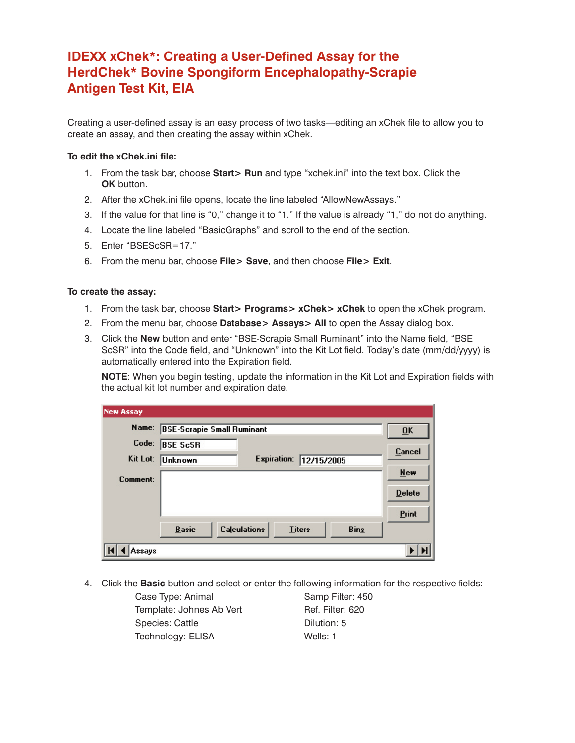# IDEXX xChek*: Creating a User-Defined Assay for the HerdChek* Bovine Spongiform Encephalopathy-Scrapie Antigen Test Kit, EIA

Creating a user-defined assay is an easy process of two tasks—editing an xChek file to allow you to create an assay, and then creating the assay within xChek.

**To edit the xChek.ini file:**

1. From the task bar, choose **Start> Run** and type "xchek.ini" into the text box. Click the **OK** button.
2. After the xChek.ini file opens, locate the line labeled "AllowNewAssays."
3. If the value for that line is "0," change it to "1." If the value is already "1," do not do anything.
4. Locate the line labeled "BasicGraphs" and scroll to the end of the section.
5. Enter "BSEScSR=17."
6. From the menu bar, choose **File> Save**, and then choose **File> Exit**.

**To create the assay:**

1. From the task bar, choose **Start> Programs> xChek> xChek** to open the xChek program.
2. From the menu bar, choose **Database> Assays> All** to open the Assay dialog box.
3. Click the **New** button and enter "BSE-Scrapie Small Ruminant" into the Name field, "BSE ScSR" into the Code field, and "Unknown" into the Kit Lot field. Today's date (mm/dd/yyyy) is automatically entered into the Expiration field.

   **NOTE**: When you begin testing, update the information in the Kit Lot and Expiration fields with the actual kit lot number and expiration date.

   New Assay

   Name: BSE-Scrapie Small Ruminant
   Code: BSE ScSR
   Kit Lot: Unknown    Expiration: 12/15/2005
   Comment:

   OK | Cancel | New | Delete | Print
   Basic | Calculations | Titers | Bins
   Assays

4. Click the **Basic** button and select or enter the following information for the respective fields:

   Case Type: Animal
   Template: Johnes Ab Vert
   Species: Cattle
   Technology: ELISA
   Samp Filter: 450
   Ref. Filter: 620
   Dilution: 5
   Wells: 1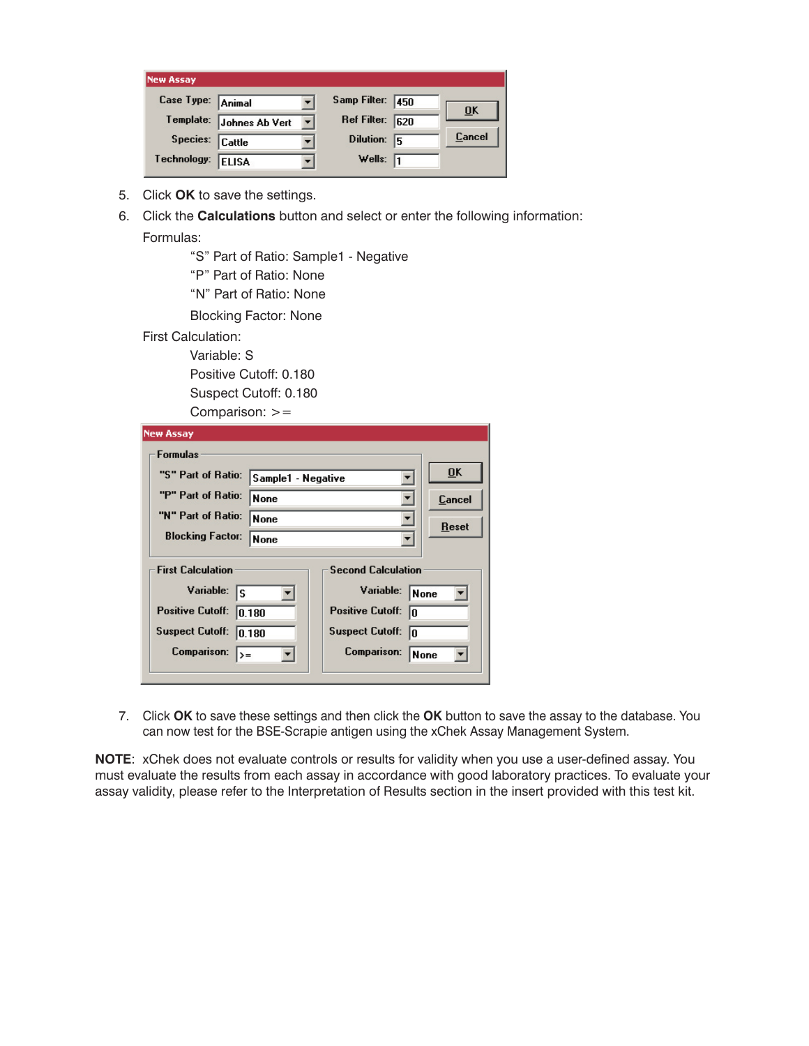**New Assay**

| Case Type: | Animal | Samp Filter: | 450 | OK |
|---|---|---|---|---|
| Template: | Johnes Ab Vert | Ref Filter: | 620 | Cancel |
| Species: | Cattle | Dilution: | 5 | |
| Technology: | ELISA | Wells: | 1 | |

5. Click **OK** to save the settings.
6. Click the **Calculations** button and select or enter the following information:

   Formulas:

   "S" Part of Ratio: Sample1 - Negative
   "P" Part of Ratio: None
   "N" Part of Ratio: None

   Blocking Factor: None

   First Calculation:

   Variable: S
   Positive Cutoff: 0.180
   Suspect Cutoff: 0.180
   Comparison: >=

**New Assay**

Formulas

| | |
|---|---|
| "S" Part of Ratio: | Sample1 - Negative |
| "P" Part of Ratio: | None |
| "N" Part of Ratio: | None |
| Blocking Factor: | None |

OK | Cancel | Reset

| First Calculation | | Second Calculation | |
|---|---|---|---|
| Variable: | S | Variable: | None |
| Positive Cutoff: | 0.180 | Positive Cutoff: | 0 |
| Suspect Cutoff: | 0.180 | Suspect Cutoff: | 0 |
| Comparison: | >= | Comparison: | None |

7. Click **OK** to save these settings and then click the **OK** button to save the assay to the database. You can now test for the BSE-Scrapie antigen using the xChek Assay Management System.

**NOTE**: xChek does not evaluate controls or results for validity when you use a user-defined assay. You must evaluate the results from each assay in accordance with good laboratory practices. To evaluate your assay validity, please refer to the Interpretation of Results section in the insert provided with this test kit.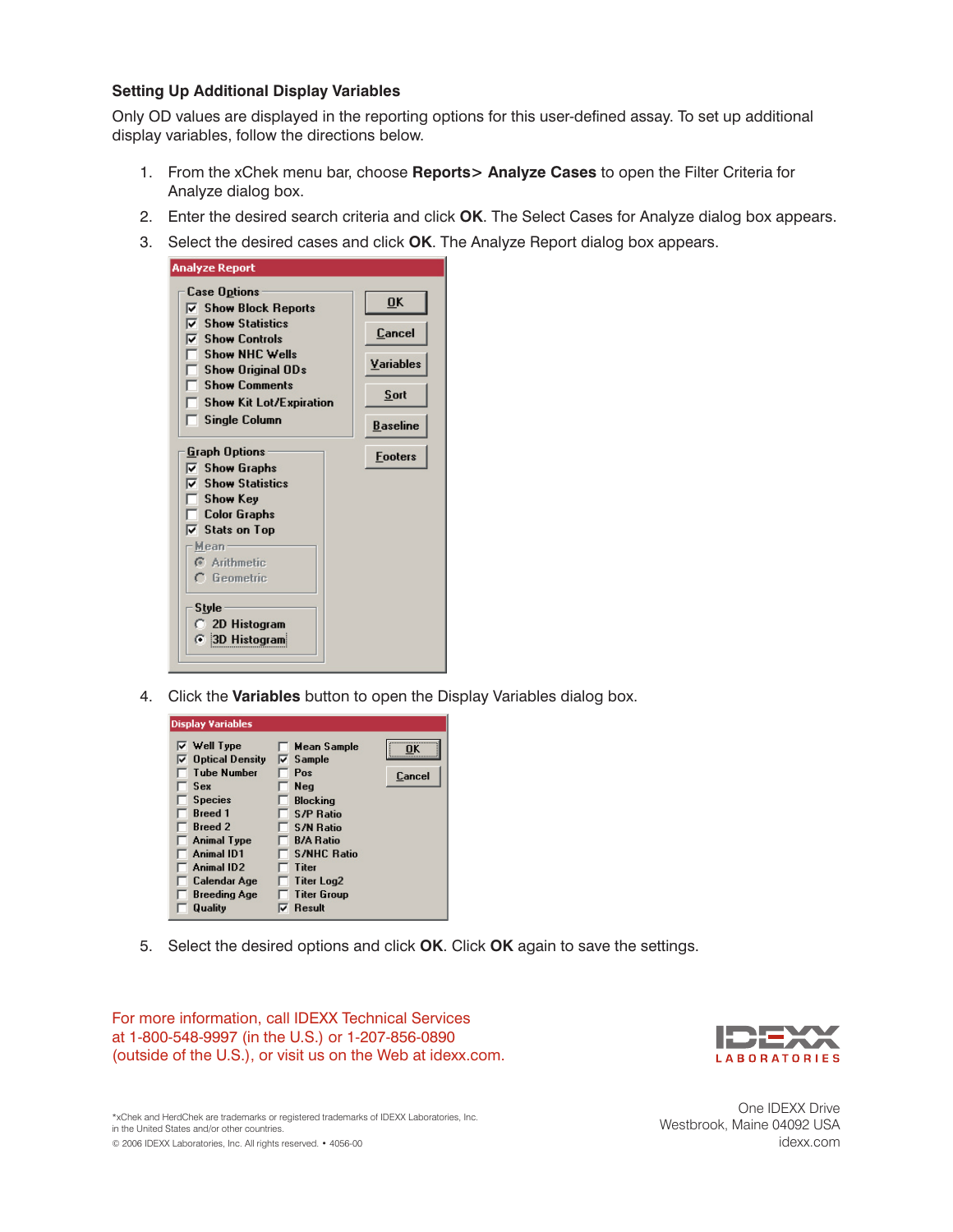### Setting Up Additional Display Variables

Only OD values are displayed in the reporting options for this user-defined assay. To set up additional display variables, follow the directions below.

1. From the xChek menu bar, choose **Reports> Analyze Cases** to open the Filter Criteria for Analyze dialog box.
2. Enter the desired search criteria and click **OK**. The Select Cases for Analyze dialog box appears.
3. Select the desired cases and click **OK**. The Analyze Report dialog box appears.

Analyze Report

Case Options
- [x] Show Block Reports
- [x] Show Statistics
- [x] Show Controls
- [ ] Show NHC Wells
- [ ] Show Original ODs
- [ ] Show Comments
- [ ] Show Kit Lot/Expiration
- [ ] Single Column

Graph Options
- [x] Show Graphs
- [x] Show Statistics
- [ ] Show Key
- [ ] Color Graphs
- [x] Stats on Top

Mean
- (•) Arithmetic
- ( ) Geometric

Style
- ( ) 2D Histogram
- (•) 3D Histogram

OK | Cancel | Variables | Sort | Baseline | Footers

4. Click the **Variables** button to open the Display Variables dialog box.

Display Variables

- [x] Well Type
- [x] Optical Density
- [ ] Tube Number
- [ ] Sex
- [ ] Species
- [ ] Breed 1
- [ ] Breed 2
- [ ] Animal Type
- [ ] Animal ID1
- [ ] Animal ID2
- [ ] Calendar Age
- [ ] Breeding Age
- [ ] Quality
- [ ] Mean Sample
- [x] Sample
- [ ] Pos
- [ ] Neg
- [ ] Blocking
- [ ] S/P Ratio
- [ ] S/N Ratio
- [ ] B/A Ratio
- [ ] S/NHC Ratio
- [ ] Titer
- [ ] Titer Log2
- [ ] Titer Group
- [x] Result

OK | Cancel

5. Select the desired options and click **OK**. Click **OK** again to save the settings.

For more information, call IDEXX Technical Services at 1-800-548-9997 (in the U.S.) or 1-207-856-0890 (outside of the U.S.), or visit us on the Web at idexx.com.

IDEXX LABORATORIES

*xChek and HerdChek are trademarks or registered trademarks of IDEXX Laboratories, Inc. in the United States and/or other countries.

© 2006 IDEXX Laboratories, Inc. All rights reserved. • 4056-00

One IDEXX Drive
Westbrook, Maine 04092 USA
idexx.com